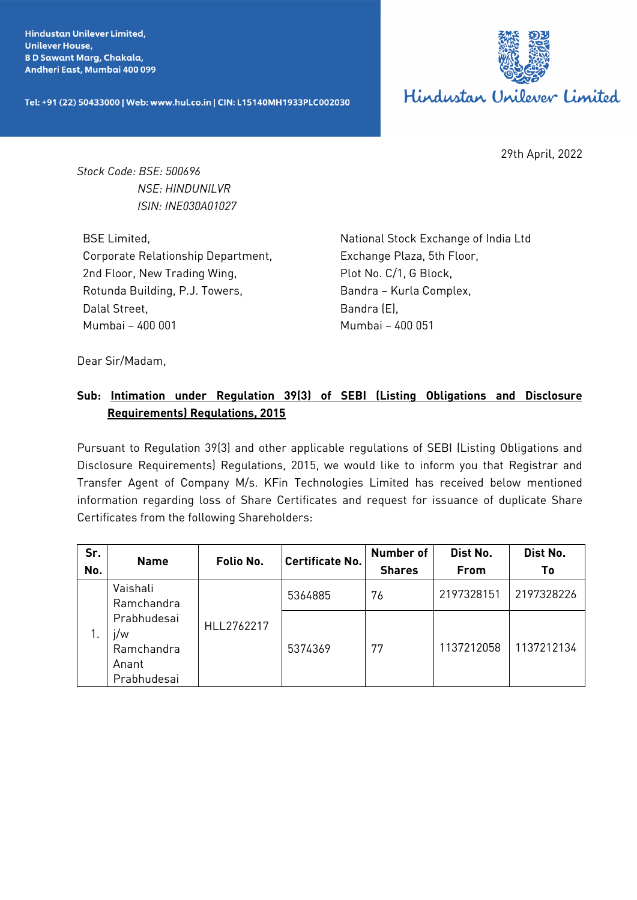Hindustan Unilever Limited,
Unilever House,
B D Sawant Marg, Chakala,
Andheri East, Mumbai 400 099

Tel: +91 (22) 50433000 | Web: www.hul.co.in | CIN: L15140MH1933PLC002030

Hindustan Unilever Limited

29th April, 2022

*Stock Code: BSE: 500696*
*NSE: HINDUNILVR*
*ISIN: INE030A01027*

BSE Limited,
Corporate Relationship Department,
2nd Floor, New Trading Wing,
Rotunda Building, P.J. Towers,
Dalal Street,
Mumbai – 400 001

National Stock Exchange of India Ltd
Exchange Plaza, 5th Floor,
Plot No. C/1, G Block,
Bandra – Kurla Complex,
Bandra (E),
Mumbai – 400 051

Dear Sir/Madam,

**Sub: Intimation under Regulation 39(3) of SEBI (Listing Obligations and Disclosure Requirements) Regulations, 2015**

Pursuant to Regulation 39(3) and other applicable regulations of SEBI (Listing Obligations and Disclosure Requirements) Regulations, 2015, we would like to inform you that Registrar and Transfer Agent of Company M/s. KFin Technologies Limited has received below mentioned information regarding loss of Share Certificates and request for issuance of duplicate Share Certificates from the following Shareholders:

| Sr. No. | Name | Folio No. | Certificate No. | Number of Shares | Dist No. From | Dist No. To |
|---|---|---|---|---|---|---|
| 1. | Vaishali Ramchandra Prabhudesai j/w Ramchandra Anant Prabhudesai | HLL2762217 | 5364885 | 76 | 2197328151 | 2197328226 |
| | | | 5374369 | 77 | 1137212058 | 1137212134 |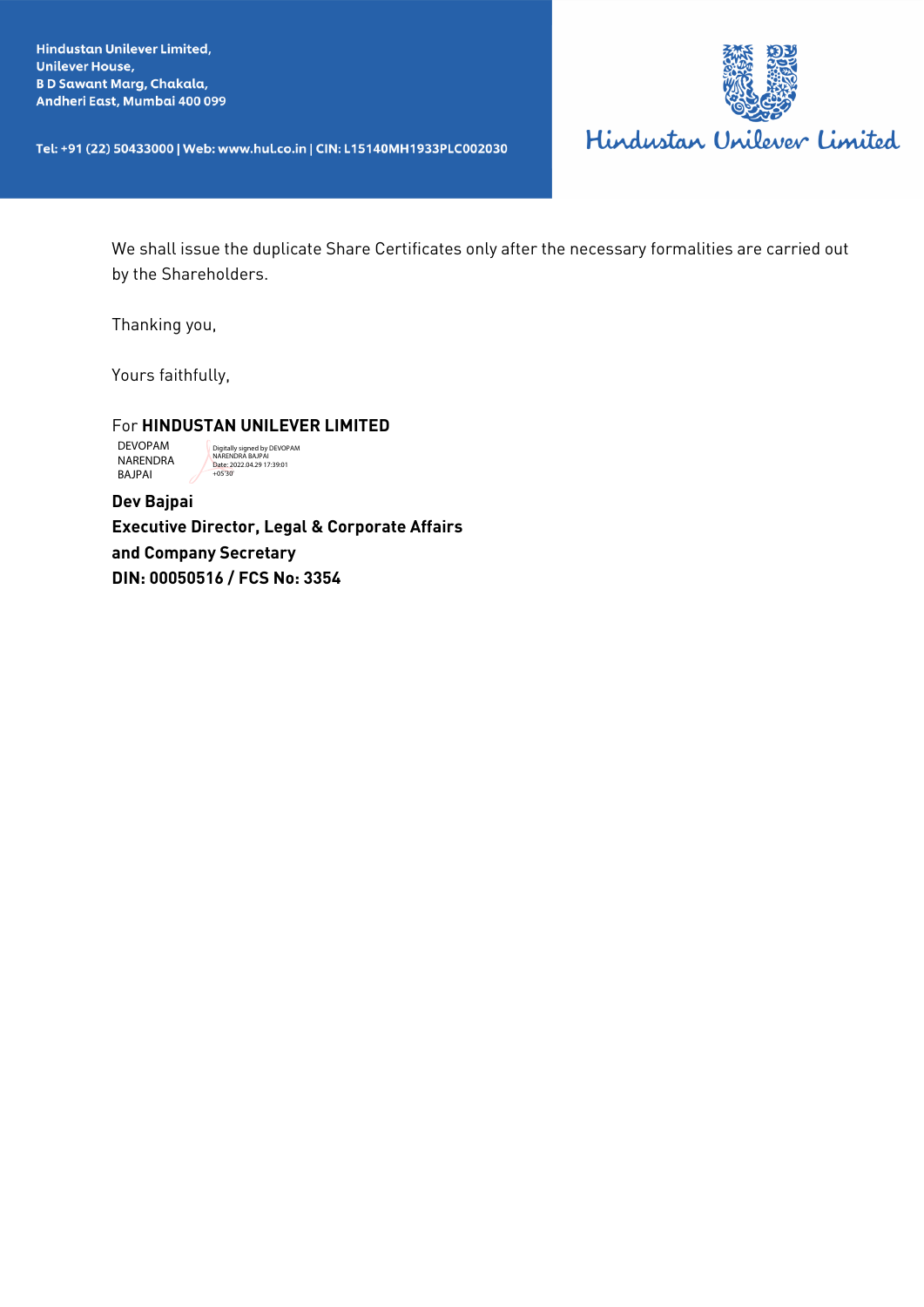We shall issue the duplicate Share Certificates only after the necessary formalities are carried out by the Shareholders.

Thanking you,

Yours faithfully,

For **HINDUSTAN UNILEVER LIMITED**

DEVOPAM NARENDRA BAJPAI

Digitally signed by DEVOPAM NARENDRA BAJPAI
Date: 2022.04.29 17:39:01 +05'30'

**Dev Bajpai**
**Executive Director, Legal & Corporate Affairs**
**and Company Secretary**
**DIN: 00050516 / FCS No: 3354**